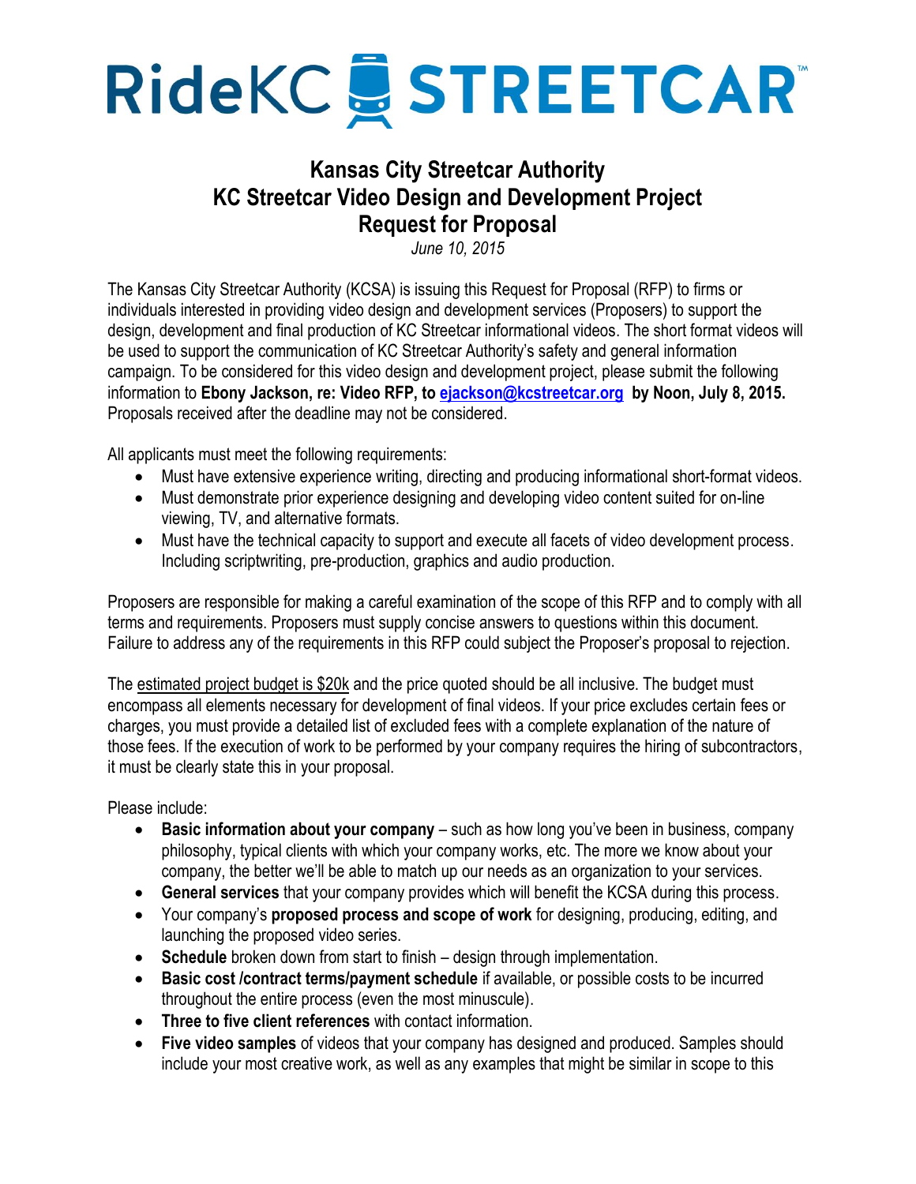# RideKC STREETCAR™

## Kansas City Streetcar Authority
## KC Streetcar Video Design and Development Project
## Request for Proposal

*June 10, 2015*

The Kansas City Streetcar Authority (KCSA) is issuing this Request for Proposal (RFP) to firms or individuals interested in providing video design and development services (Proposers) to support the design, development and final production of KC Streetcar informational videos. The short format videos will be used to support the communication of KC Streetcar Authority's safety and general information campaign. To be considered for this video design and development project, please submit the following information to **Ebony Jackson, re: Video RFP, to [ejackson@kcstreetcar.org](mailto:ejackson@kcstreetcar.org) by Noon, July 8, 2015.** Proposals received after the deadline may not be considered.

All applicants must meet the following requirements:

- Must have extensive experience writing, directing and producing informational short-format videos.
- Must demonstrate prior experience designing and developing video content suited for on-line viewing, TV, and alternative formats.
- Must have the technical capacity to support and execute all facets of video development process. Including scriptwriting, pre-production, graphics and audio production.

Proposers are responsible for making a careful examination of the scope of this RFP and to comply with all terms and requirements. Proposers must supply concise answers to questions within this document. Failure to address any of the requirements in this RFP could subject the Proposer's proposal to rejection.

The estimated project budget is $20k and the price quoted should be all inclusive. The budget must encompass all elements necessary for development of final videos. If your price excludes certain fees or charges, you must provide a detailed list of excluded fees with a complete explanation of the nature of those fees. If the execution of work to be performed by your company requires the hiring of subcontractors, it must be clearly state this in your proposal.

Please include:

- **Basic information about your company** – such as how long you've been in business, company philosophy, typical clients with which your company works, etc. The more we know about your company, the better we'll be able to match up our needs as an organization to your services.
- **General services** that your company provides which will benefit the KCSA during this process.
- Your company's **proposed process and scope of work** for designing, producing, editing, and launching the proposed video series.
- **Schedule** broken down from start to finish – design through implementation.
- **Basic cost /contract terms/payment schedule** if available, or possible costs to be incurred throughout the entire process (even the most minuscule).
- **Three to five client references** with contact information.
- **Five video samples** of videos that your company has designed and produced. Samples should include your most creative work, as well as any examples that might be similar in scope to this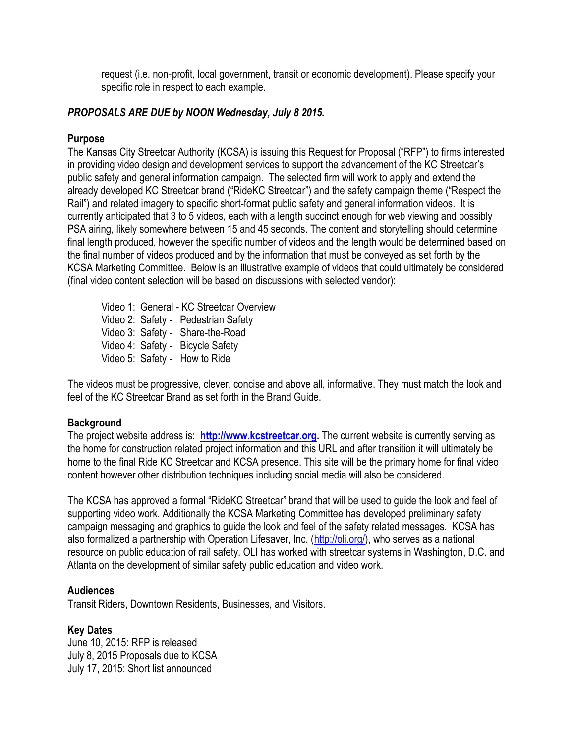request (i.e. non-profit, local government, transit or economic development). Please specify your specific role in respect to each example.

***PROPOSALS ARE DUE by NOON Wednesday, July 8 2015.***

**Purpose**

The Kansas City Streetcar Authority (KCSA) is issuing this Request for Proposal ("RFP") to firms interested in providing video design and development services to support the advancement of the KC Streetcar's public safety and general information campaign. The selected firm will work to apply and extend the already developed KC Streetcar brand ("RideKC Streetcar") and the safety campaign theme ("Respect the Rail") and related imagery to specific short-format public safety and general information videos. It is currently anticipated that 3 to 5 videos, each with a length succinct enough for web viewing and possibly PSA airing, likely somewhere between 15 and 45 seconds. The content and storytelling should determine final length produced, however the specific number of videos and the length would be determined based on the final number of videos produced and by the information that must be conveyed as set forth by the KCSA Marketing Committee. Below is an illustrative example of videos that could ultimately be considered (final video content selection will be based on discussions with selected vendor):

Video 1: General - KC Streetcar Overview  
Video 2: Safety - Pedestrian Safety  
Video 3: Safety - Share-the-Road  
Video 4: Safety - Bicycle Safety  
Video 5: Safety - How to Ride

The videos must be progressive, clever, concise and above all, informative. They must match the look and feel of the KC Streetcar Brand as set forth in the Brand Guide.

**Background**

The project website address is: **[http://www.kcstreetcar.org](http://www.kcstreetcar.org).** The current website is currently serving as the home for construction related project information and this URL and after transition it will ultimately be home to the final Ride KC Streetcar and KCSA presence. This site will be the primary home for final video content however other distribution techniques including social media will also be considered.

The KCSA has approved a formal "RideKC Streetcar" brand that will be used to guide the look and feel of supporting video work. Additionally the KCSA Marketing Committee has developed preliminary safety campaign messaging and graphics to guide the look and feel of the safety related messages. KCSA has also formalized a partnership with Operation Lifesaver, Inc. ([http://oli.org/](http://oli.org/)), who serves as a national resource on public education of rail safety. OLI has worked with streetcar systems in Washington, D.C. and Atlanta on the development of similar safety public education and video work.

**Audiences**

Transit Riders, Downtown Residents, Businesses, and Visitors.

**Key Dates**

June 10, 2015: RFP is released  
July 8, 2015 Proposals due to KCSA  
July 17, 2015: Short list announced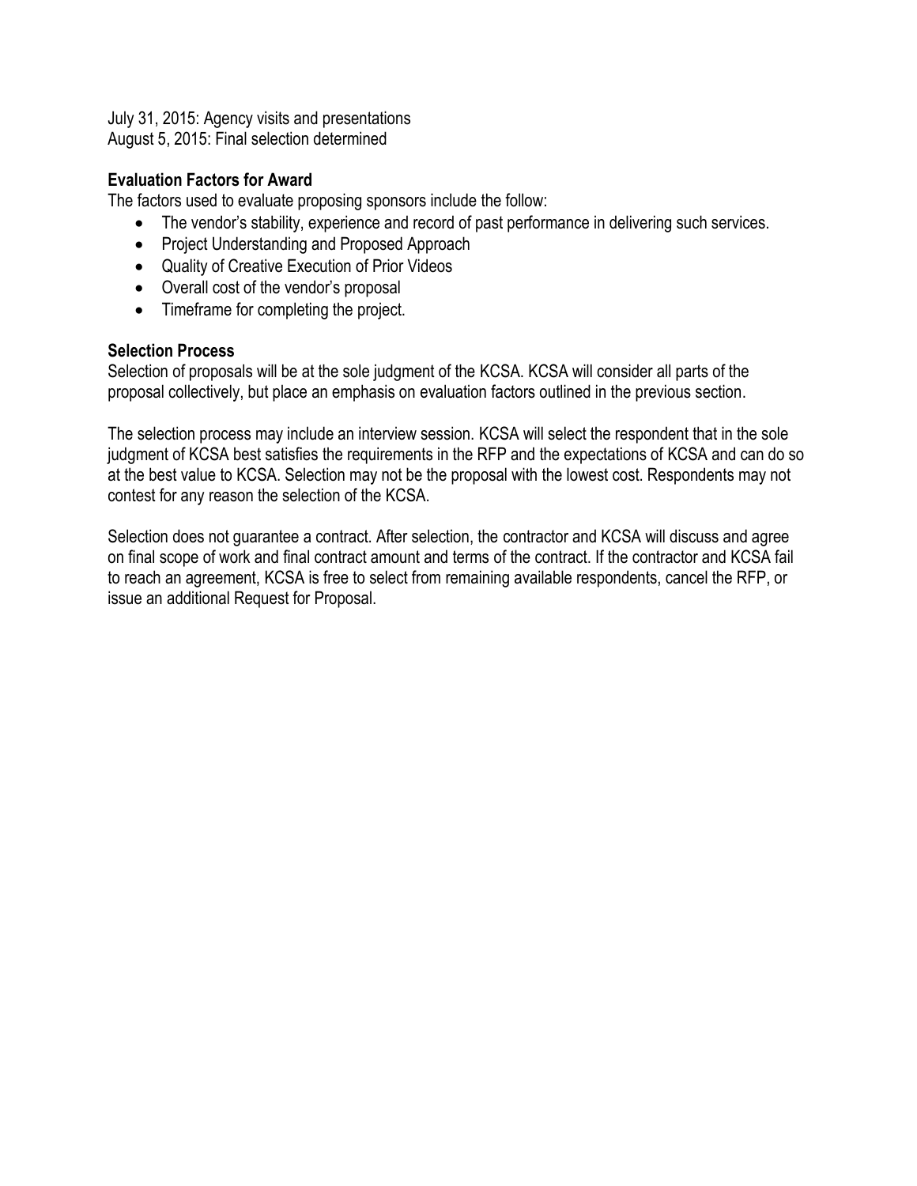July 31, 2015: Agency visits and presentations
August 5, 2015: Final selection determined

**Evaluation Factors for Award**

The factors used to evaluate proposing sponsors include the follow:

- The vendor's stability, experience and record of past performance in delivering such services.
- Project Understanding and Proposed Approach
- Quality of Creative Execution of Prior Videos
- Overall cost of the vendor's proposal
- Timeframe for completing the project.

**Selection Process**

Selection of proposals will be at the sole judgment of the KCSA. KCSA will consider all parts of the proposal collectively, but place an emphasis on evaluation factors outlined in the previous section.

The selection process may include an interview session. KCSA will select the respondent that in the sole judgment of KCSA best satisfies the requirements in the RFP and the expectations of KCSA and can do so at the best value to KCSA. Selection may not be the proposal with the lowest cost. Respondents may not contest for any reason the selection of the KCSA.

Selection does not guarantee a contract. After selection, the contractor and KCSA will discuss and agree on final scope of work and final contract amount and terms of the contract. If the contractor and KCSA fail to reach an agreement, KCSA is free to select from remaining available respondents, cancel the RFP, or issue an additional Request for Proposal.